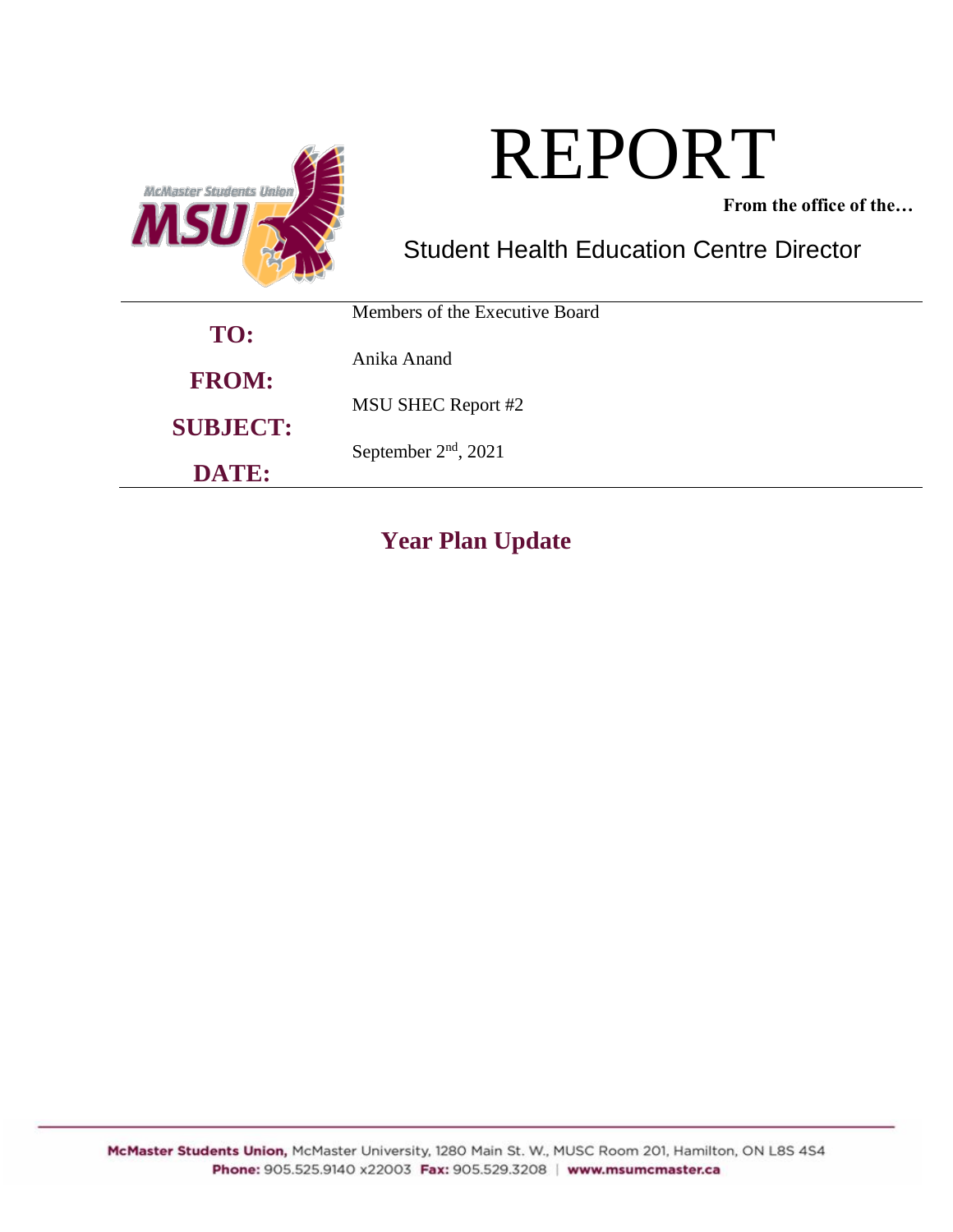# REPORT

**From the office of the…**

## Student Health Education Centre Director

| | |
|---|---|
| **TO:** | Members of the Executive Board |
| **FROM:** | Anika Anand |
| **SUBJECT:** | MSU SHEC Report #2 |
| **DATE:** | September 2nd, 2021 |

## Year Plan Update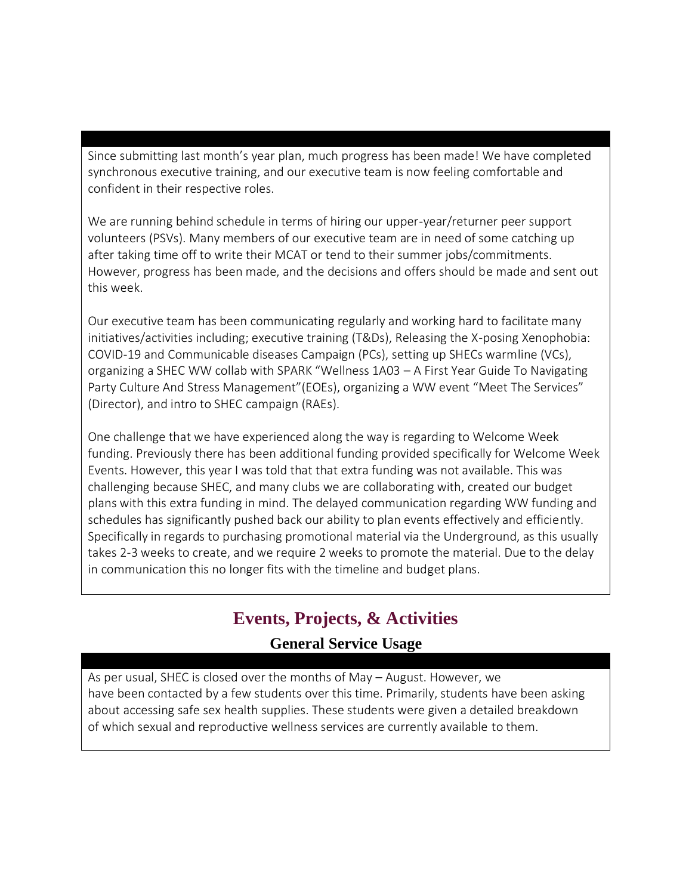Since submitting last month's year plan, much progress has been made! We have completed synchronous executive training, and our executive team is now feeling comfortable and confident in their respective roles.

We are running behind schedule in terms of hiring our upper-year/returner peer support volunteers (PSVs). Many members of our executive team are in need of some catching up after taking time off to write their MCAT or tend to their summer jobs/commitments. However, progress has been made, and the decisions and offers should be made and sent out this week.

Our executive team has been communicating regularly and working hard to facilitate many initiatives/activities including; executive training (T&Ds), Releasing the X-posing Xenophobia: COVID-19 and Communicable diseases Campaign (PCs), setting up SHECs warmline (VCs), organizing a SHEC WW collab with SPARK "Wellness 1A03 – A First Year Guide To Navigating Party Culture And Stress Management"(EOEs), organizing a WW event "Meet The Services" (Director), and intro to SHEC campaign (RAEs).

One challenge that we have experienced along the way is regarding to Welcome Week funding. Previously there has been additional funding provided specifically for Welcome Week Events. However, this year I was told that that extra funding was not available. This was challenging because SHEC, and many clubs we are collaborating with, created our budget plans with this extra funding in mind. The delayed communication regarding WW funding and schedules has significantly pushed back our ability to plan events effectively and efficiently. Specifically in regards to purchasing promotional material via the Underground, as this usually takes 2-3 weeks to create, and we require 2 weeks to promote the material. Due to the delay in communication this no longer fits with the timeline and budget plans.

## Events, Projects, & Activities

### General Service Usage

As per usual, SHEC is closed over the months of May – August. However, we have been contacted by a few students over this time. Primarily, students have been asking about accessing safe sex health supplies. These students were given a detailed breakdown of which sexual and reproductive wellness services are currently available to them.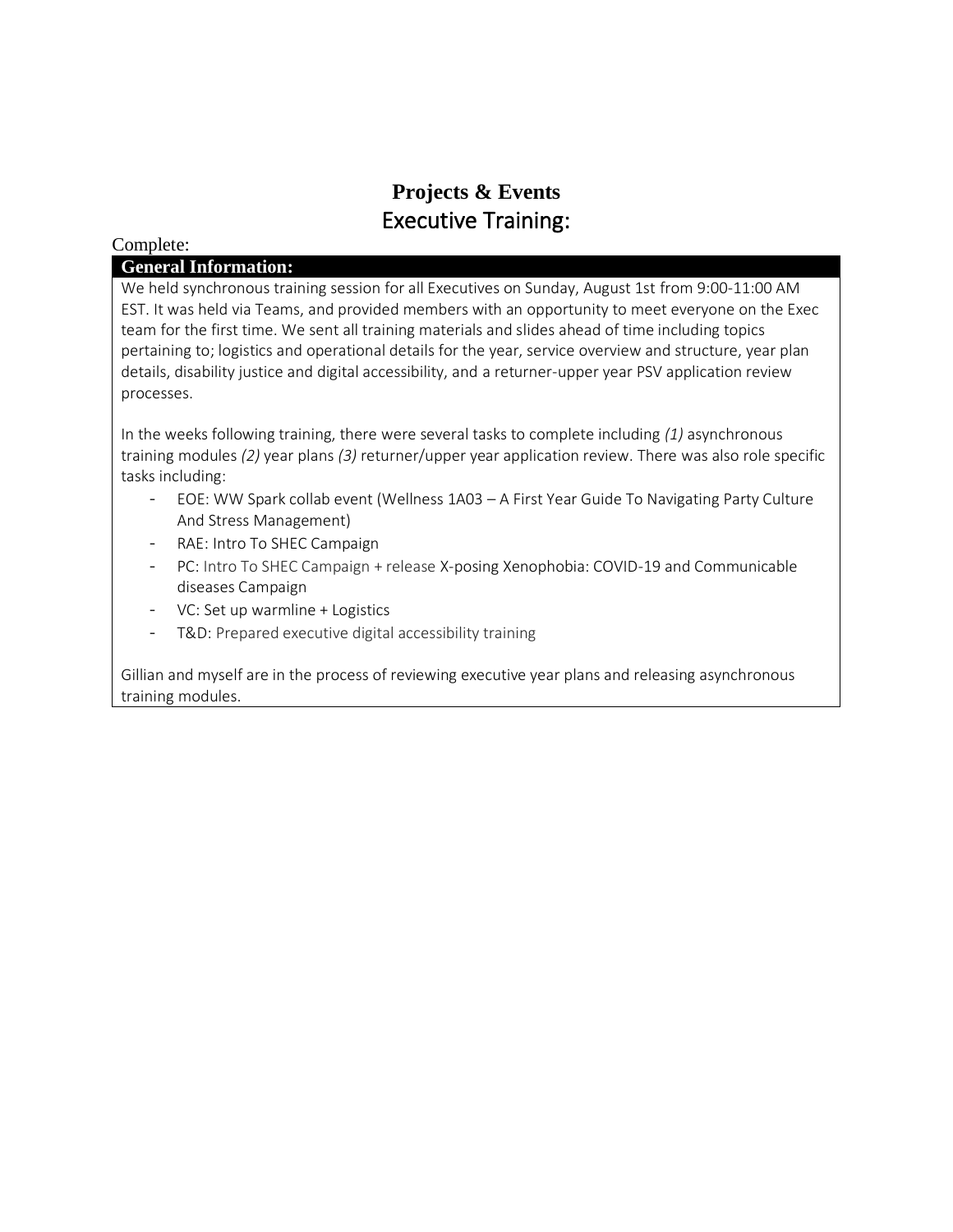# Projects & Events

## Executive Training:

Complete:

**General Information:**

We held synchronous training session for all Executives on Sunday, August 1st from 9:00-11:00 AM EST. It was held via Teams, and provided members with an opportunity to meet everyone on the Exec team for the first time. We sent all training materials and slides ahead of time including topics pertaining to; logistics and operational details for the year, service overview and structure, year plan details, disability justice and digital accessibility, and a returner-upper year PSV application review processes.

In the weeks following training, there were several tasks to complete including *(1)* asynchronous training modules *(2)* year plans *(3)* returner/upper year application review. There was also role specific tasks including:

- EOE: WW Spark collab event (Wellness 1A03 – A First Year Guide To Navigating Party Culture And Stress Management)
- RAE: Intro To SHEC Campaign
- PC: Intro To SHEC Campaign + release X-posing Xenophobia: COVID-19 and Communicable diseases Campaign
- VC: Set up warmline + Logistics
- T&D: Prepared executive digital accessibility training

Gillian and myself are in the process of reviewing executive year plans and releasing asynchronous training modules.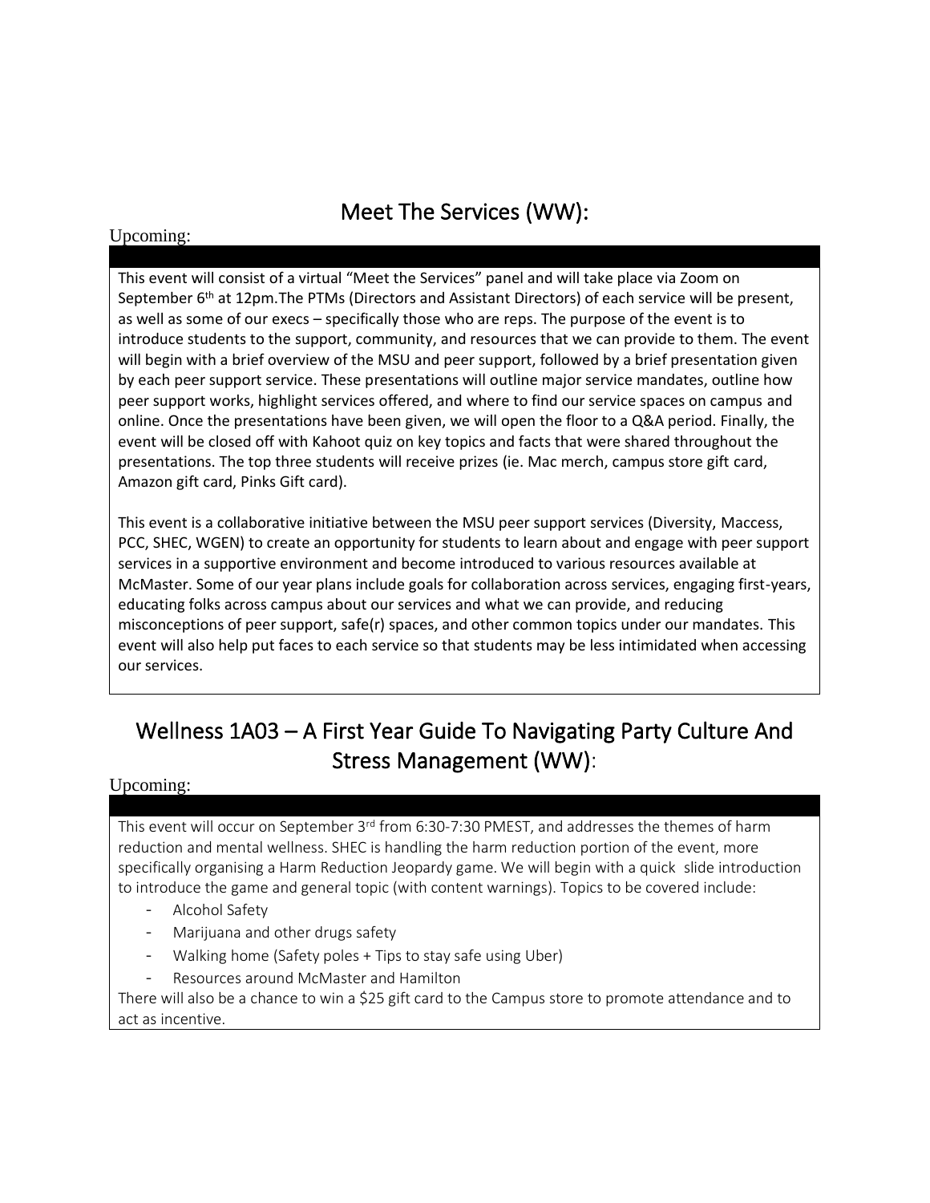## Meet The Services (WW):

Upcoming:

This event will consist of a virtual "Meet the Services" panel and will take place via Zoom on September 6th at 12pm.The PTMs (Directors and Assistant Directors) of each service will be present, as well as some of our execs – specifically those who are reps. The purpose of the event is to introduce students to the support, community, and resources that we can provide to them. The event will begin with a brief overview of the MSU and peer support, followed by a brief presentation given by each peer support service. These presentations will outline major service mandates, outline how peer support works, highlight services offered, and where to find our service spaces on campus and online. Once the presentations have been given, we will open the floor to a Q&A period. Finally, the event will be closed off with Kahoot quiz on key topics and facts that were shared throughout the presentations. The top three students will receive prizes (ie. Mac merch, campus store gift card, Amazon gift card, Pinks Gift card).

This event is a collaborative initiative between the MSU peer support services (Diversity, Maccess, PCC, SHEC, WGEN) to create an opportunity for students to learn about and engage with peer support services in a supportive environment and become introduced to various resources available at McMaster. Some of our year plans include goals for collaboration across services, engaging first-years, educating folks across campus about our services and what we can provide, and reducing misconceptions of peer support, safe(r) spaces, and other common topics under our mandates. This event will also help put faces to each service so that students may be less intimidated when accessing our services.

## Wellness 1A03 – A First Year Guide To Navigating Party Culture And Stress Management (WW):

Upcoming:

This event will occur on September 3rd from 6:30-7:30 PMEST, and addresses the themes of harm reduction and mental wellness. SHEC is handling the harm reduction portion of the event, more specifically organising a Harm Reduction Jeopardy game. We will begin with a quick slide introduction to introduce the game and general topic (with content warnings). Topics to be covered include:

- Alcohol Safety
- Marijuana and other drugs safety
- Walking home (Safety poles + Tips to stay safe using Uber)
- Resources around McMaster and Hamilton

There will also be a chance to win a $25 gift card to the Campus store to promote attendance and to act as incentive.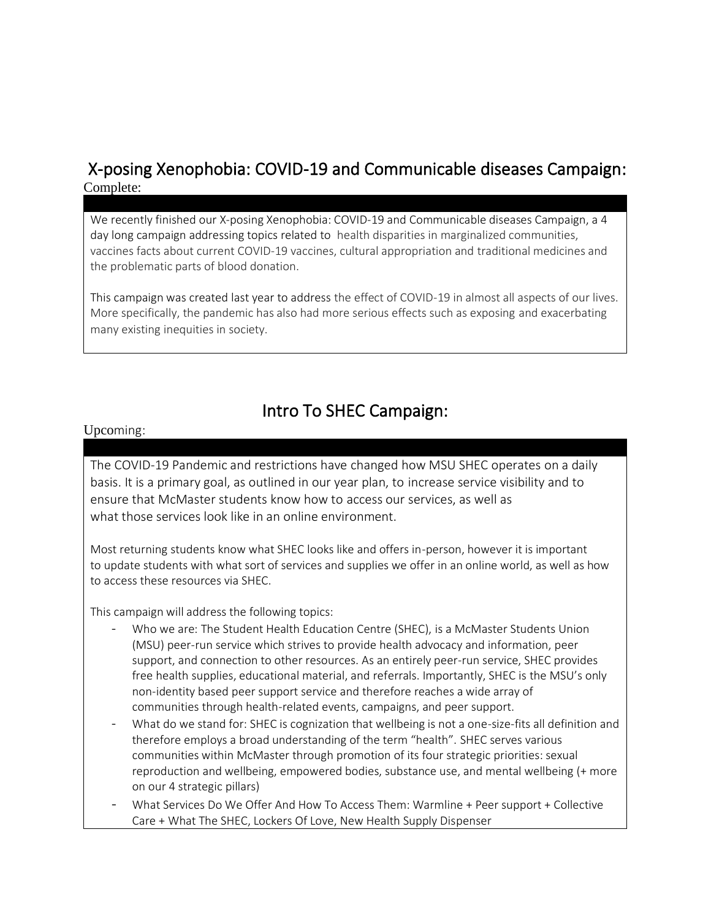## X-posing Xenophobia: COVID-19 and Communicable diseases Campaign:

Complete:

We recently finished our X-posing Xenophobia: COVID-19 and Communicable diseases Campaign, a 4 day long campaign addressing topics related to health disparities in marginalized communities, vaccines facts about current COVID-19 vaccines, cultural appropriation and traditional medicines and the problematic parts of blood donation.

This campaign was created last year to address the effect of COVID-19 in almost all aspects of our lives. More specifically, the pandemic has also had more serious effects such as exposing and exacerbating many existing inequities in society.

## Intro To SHEC Campaign:

Upcoming:

The COVID-19 Pandemic and restrictions have changed how MSU SHEC operates on a daily basis. It is a primary goal, as outlined in our year plan, to increase service visibility and to ensure that McMaster students know how to access our services, as well as what those services look like in an online environment.

Most returning students know what SHEC looks like and offers in-person, however it is important to update students with what sort of services and supplies we offer in an online world, as well as how to access these resources via SHEC.

This campaign will address the following topics:

- Who we are: The Student Health Education Centre (SHEC), is a McMaster Students Union (MSU) peer-run service which strives to provide health advocacy and information, peer support, and connection to other resources. As an entirely peer-run service, SHEC provides free health supplies, educational material, and referrals. Importantly, SHEC is the MSU's only non-identity based peer support service and therefore reaches a wide array of communities through health-related events, campaigns, and peer support.
- What do we stand for: SHEC is cognization that wellbeing is not a one-size-fits all definition and therefore employs a broad understanding of the term "health". SHEC serves various communities within McMaster through promotion of its four strategic priorities: sexual reproduction and wellbeing, empowered bodies, substance use, and mental wellbeing (+ more on our 4 strategic pillars)
- What Services Do We Offer And How To Access Them: Warmline + Peer support + Collective Care + What The SHEC, Lockers Of Love, New Health Supply Dispenser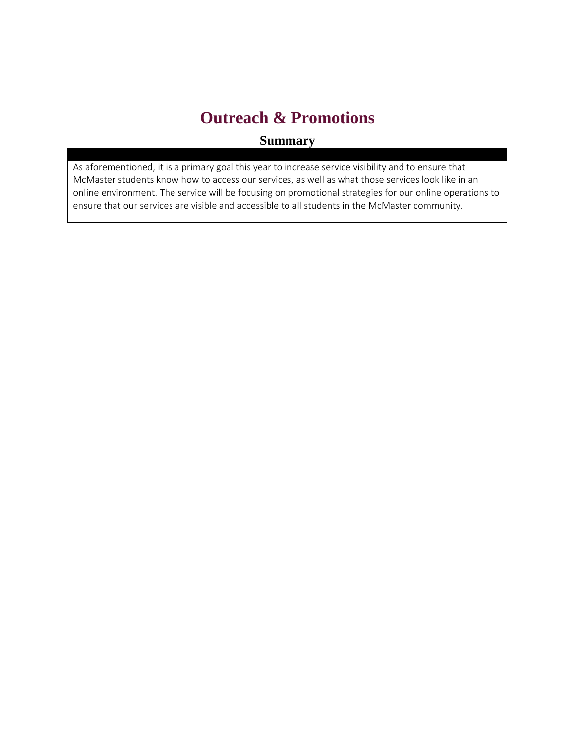# Outreach & Promotions

## Summary

As aforementioned, it is a primary goal this year to increase service visibility and to ensure that McMaster students know how to access our services, as well as what those services look like in an online environment. The service will be focusing on promotional strategies for our online operations to ensure that our services are visible and accessible to all students in the McMaster community.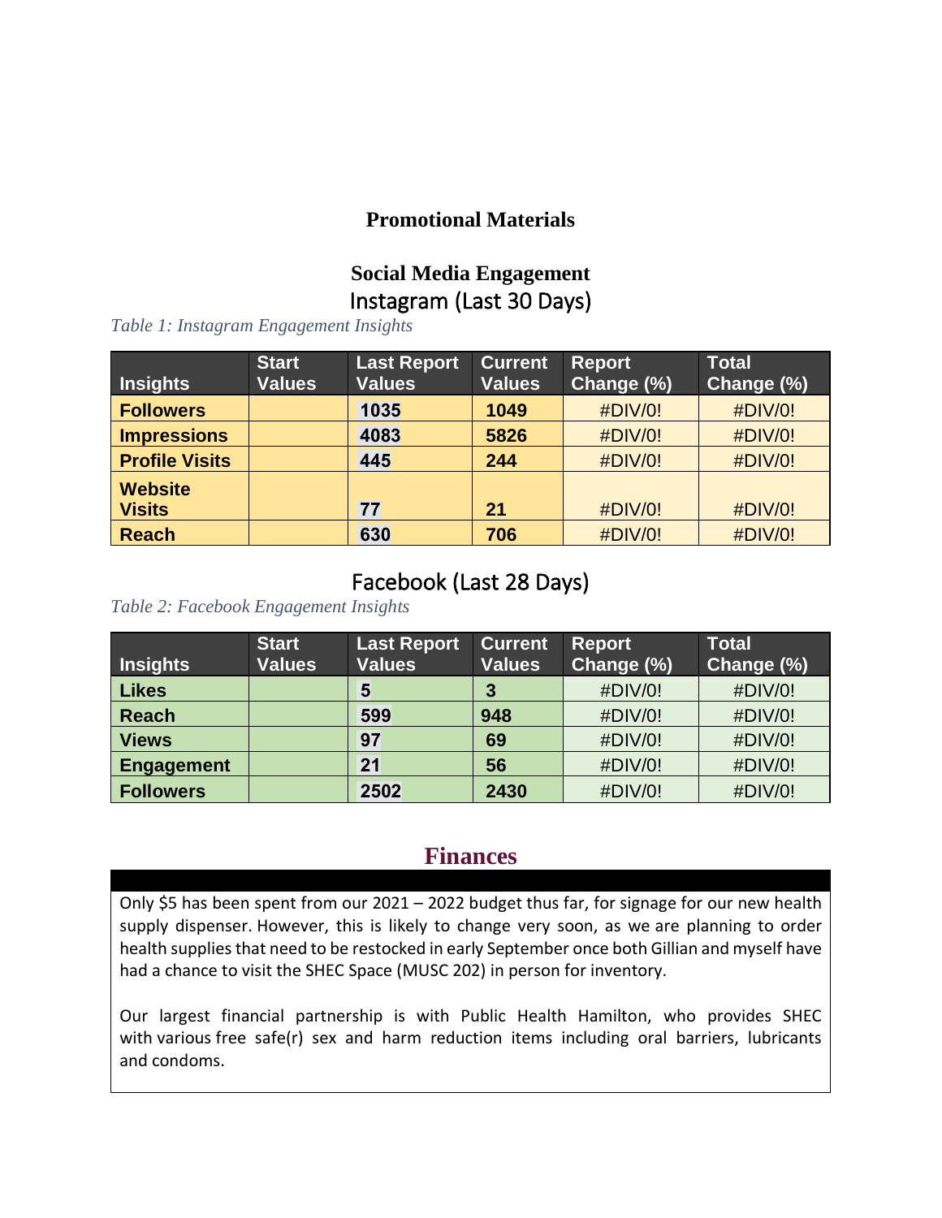## Promotional Materials

### Social Media Engagement

### Instagram (Last 30 Days)

*Table 1: Instagram Engagement Insights*

| Insights | Start Values | Last Report Values | Current Values | Report Change (%) | Total Change (%) |
|---|---|---|---|---|---|
| **Followers** | | **1035** | **1049** | #DIV/0! | #DIV/0! |
| **Impressions** | | **4083** | **5826** | #DIV/0! | #DIV/0! |
| **Profile Visits** | | **445** | **244** | #DIV/0! | #DIV/0! |
| **Website Visits** | | **77** | **21** | #DIV/0! | #DIV/0! |
| **Reach** | | **630** | **706** | #DIV/0! | #DIV/0! |

### Facebook (Last 28 Days)

*Table 2: Facebook Engagement Insights*

| Insights | Start Values | Last Report Values | Current Values | Report Change (%) | Total Change (%) |
|---|---|---|---|---|---|
| **Likes** | | **5** | **3** | #DIV/0! | #DIV/0! |
| **Reach** | | **599** | **948** | #DIV/0! | #DIV/0! |
| **Views** | | **97** | **69** | #DIV/0! | #DIV/0! |
| **Engagement** | | **21** | **56** | #DIV/0! | #DIV/0! |
| **Followers** | | **2502** | **2430** | #DIV/0! | #DIV/0! |

## Finances

Only $5 has been spent from our 2021 – 2022 budget thus far, for signage for our new health supply dispenser. However, this is likely to change very soon, as we are planning to order health supplies that need to be restocked in early September once both Gillian and myself have had a chance to visit the SHEC Space (MUSC 202) in person for inventory.

Our largest financial partnership is with Public Health Hamilton, who provides SHEC with various free safe(r) sex and harm reduction items including oral barriers, lubricants and condoms.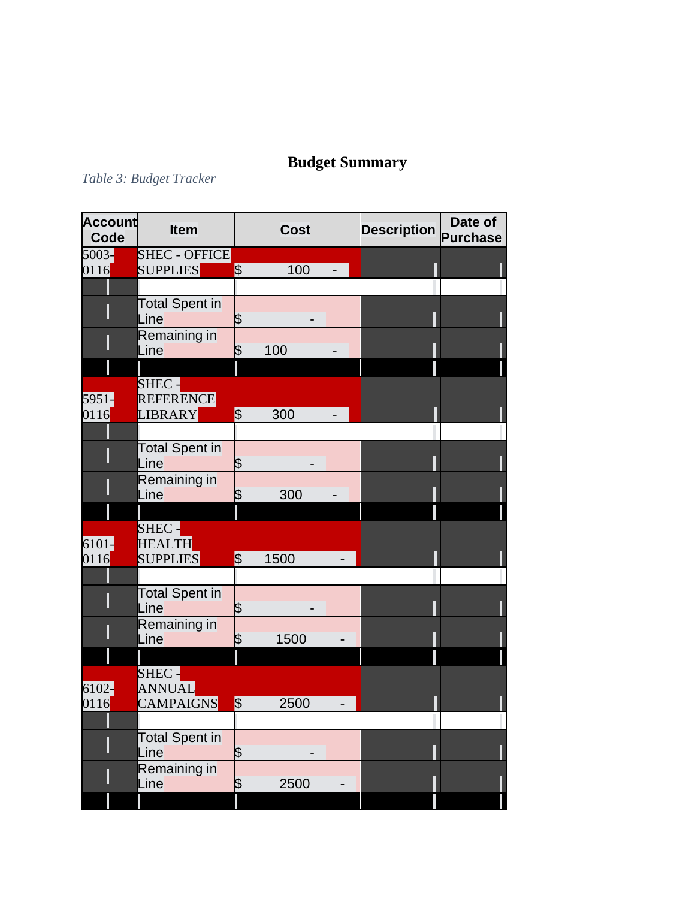## Budget Summary

*Table 3: Budget Tracker*

| Account Code | Item | Cost | Description | Date of Purchase |
| --- | --- | --- | --- | --- |
| 5003-0116 | SHEC - OFFICE SUPPLIES | $ 100 - | | |
| | | | | |
| | Total Spent in Line | $ - | | |
| | Remaining in Line | $ 100 - | | |
| | | | | |
| 5951-0116 | SHEC - REFERENCE LIBRARY | $ 300 - | | |
| | | | | |
| | Total Spent in Line | $ - | | |
| | Remaining in Line | $ 300 - | | |
| | | | | |
| 6101-0116 | SHEC - HEALTH SUPPLIES | $ 1500 - | | |
| | | | | |
| | Total Spent in Line | $ - | | |
| | Remaining in Line | $ 1500 - | | |
| | | | | |
| 6102-0116 | SHEC - ANNUAL CAMPAIGNS | $ 2500 - | | |
| | | | | |
| | Total Spent in Line | $ - | | |
| | Remaining in Line | $ 2500 - | | |
| | | | | |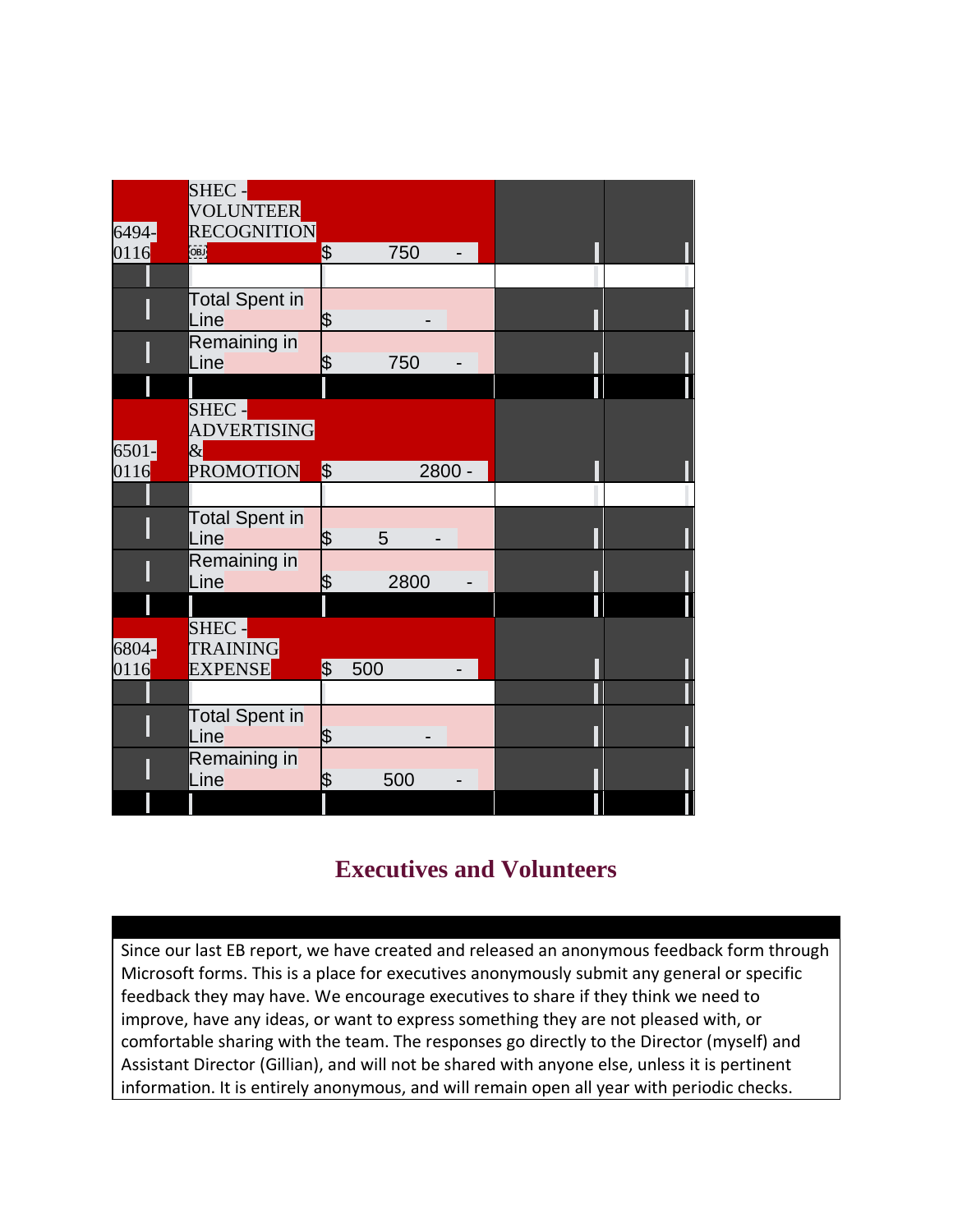| | | | | |
|---|---|---|---|---|
| 6494-0116 | SHEC - VOLUNTEER RECOGNITION | $ 750 - | | |
| | | | | |
| | Total Spent in Line | $ - | | |
| | Remaining in Line | $ 750 - | | |
| | | | | |
| 6501-0116 | SHEC - ADVERTISING & PROMOTION | $ 2800 - | | |
| | | | | |
| | Total Spent in Line | $ 5 - | | |
| | Remaining in Line | $ 2800 - | | |
| | | | | |
| 6804-0116 | SHEC - TRAINING EXPENSE | $ 500 - | | |
| | | | | |
| | Total Spent in Line | $ - | | |
| | Remaining in Line | $ 500 - | | |

## Executives and Volunteers

Since our last EB report, we have created and released an anonymous feedback form through Microsoft forms. This is a place for executives anonymously submit any general or specific feedback they may have. We encourage executives to share if they think we need to improve, have any ideas, or want to express something they are not pleased with, or comfortable sharing with the team. The responses go directly to the Director (myself) and Assistant Director (Gillian), and will not be shared with anyone else, unless it is pertinent information. It is entirely anonymous, and will remain open all year with periodic checks.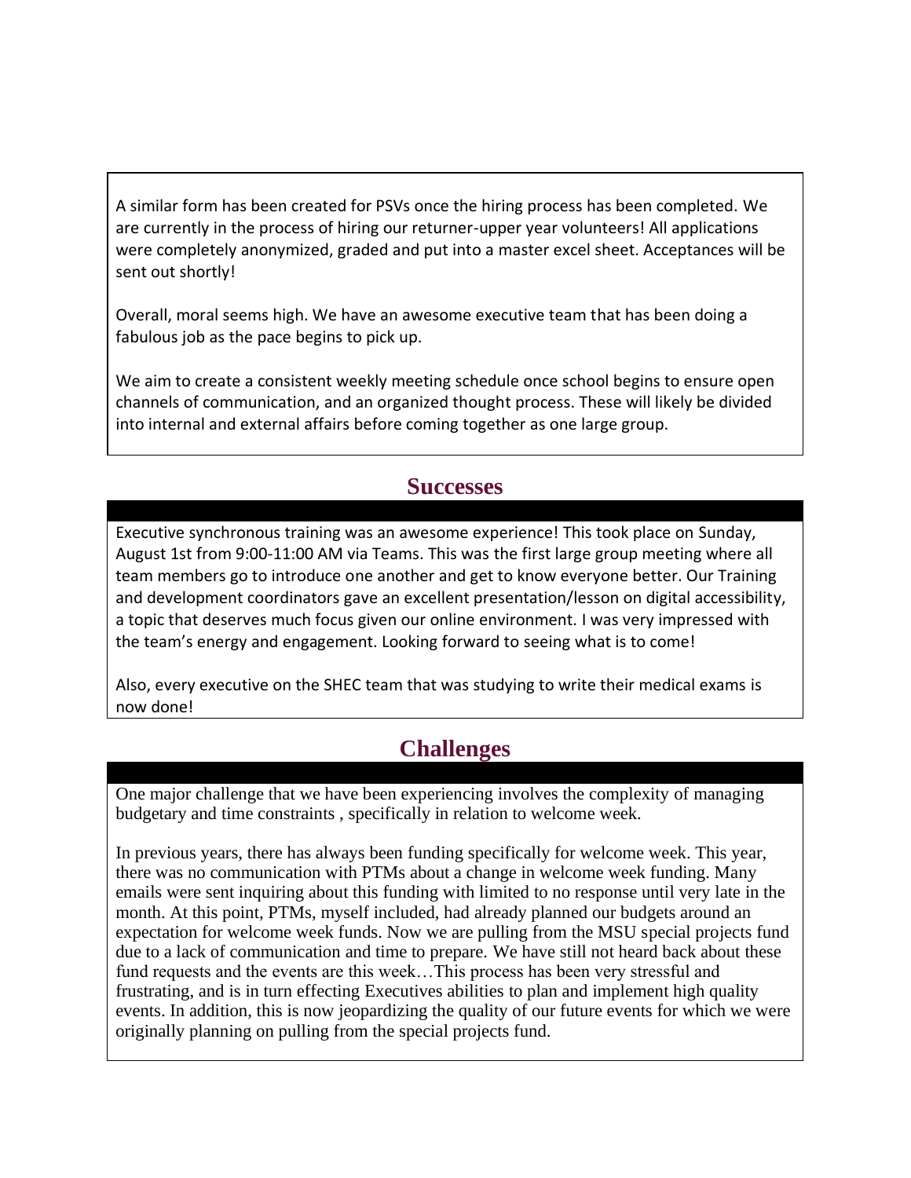A similar form has been created for PSVs once the hiring process has been completed. We are currently in the process of hiring our returner-upper year volunteers! All applications were completely anonymized, graded and put into a master excel sheet. Acceptances will be sent out shortly!

Overall, moral seems high. We have an awesome executive team that has been doing a fabulous job as the pace begins to pick up.

We aim to create a consistent weekly meeting schedule once school begins to ensure open channels of communication, and an organized thought process. These will likely be divided into internal and external affairs before coming together as one large group.

## Successes

Executive synchronous training was an awesome experience! This took place on Sunday, August 1st from 9:00-11:00 AM via Teams. This was the first large group meeting where all team members go to introduce one another and get to know everyone better. Our Training and development coordinators gave an excellent presentation/lesson on digital accessibility, a topic that deserves much focus given our online environment. I was very impressed with the team's energy and engagement. Looking forward to seeing what is to come!

Also, every executive on the SHEC team that was studying to write their medical exams is now done!

## Challenges

One major challenge that we have been experiencing involves the complexity of managing budgetary and time constraints , specifically in relation to welcome week.

In previous years, there has always been funding specifically for welcome week. This year, there was no communication with PTMs about a change in welcome week funding. Many emails were sent inquiring about this funding with limited to no response until very late in the month. At this point, PTMs, myself included, had already planned our budgets around an expectation for welcome week funds. Now we are pulling from the MSU special projects fund due to a lack of communication and time to prepare. We have still not heard back about these fund requests and the events are this week…This process has been very stressful and frustrating, and is in turn effecting Executives abilities to plan and implement high quality events. In addition, this is now jeopardizing the quality of our future events for which we were originally planning on pulling from the special projects fund.